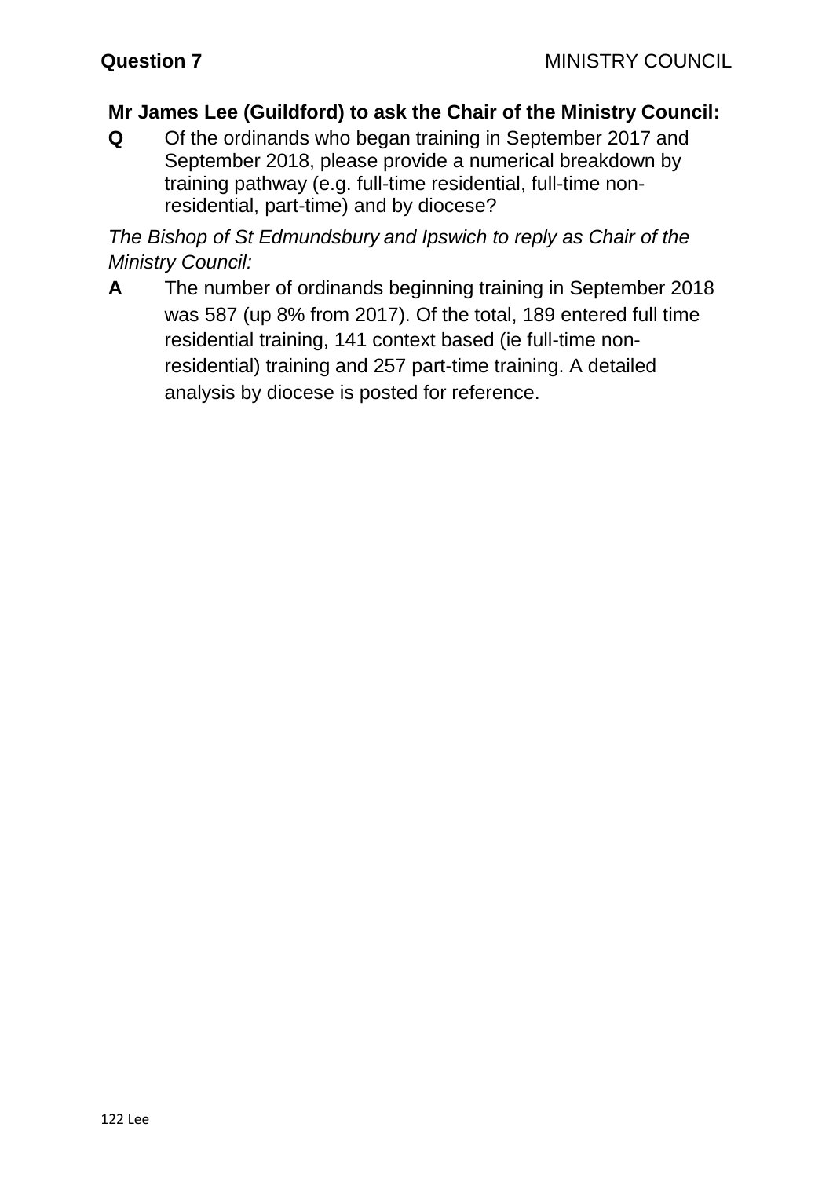**Question 7** MINISTRY COUNCIL

**Mr James Lee (Guildford) to ask the Chair of the Ministry Council:**

**Q** Of the ordinands who began training in September 2017 and September 2018, please provide a numerical breakdown by training pathway (e.g. full-time residential, full-time non-residential, part-time) and by diocese?

*The Bishop of St Edmundsbury and Ipswich to reply as Chair of the Ministry Council:*

**A** The number of ordinands beginning training in September 2018 was 587 (up 8% from 2017). Of the total, 189 entered full time residential training, 141 context based (ie full-time non-residential) training and 257 part-time training. A detailed analysis by diocese is posted for reference.

122 Lee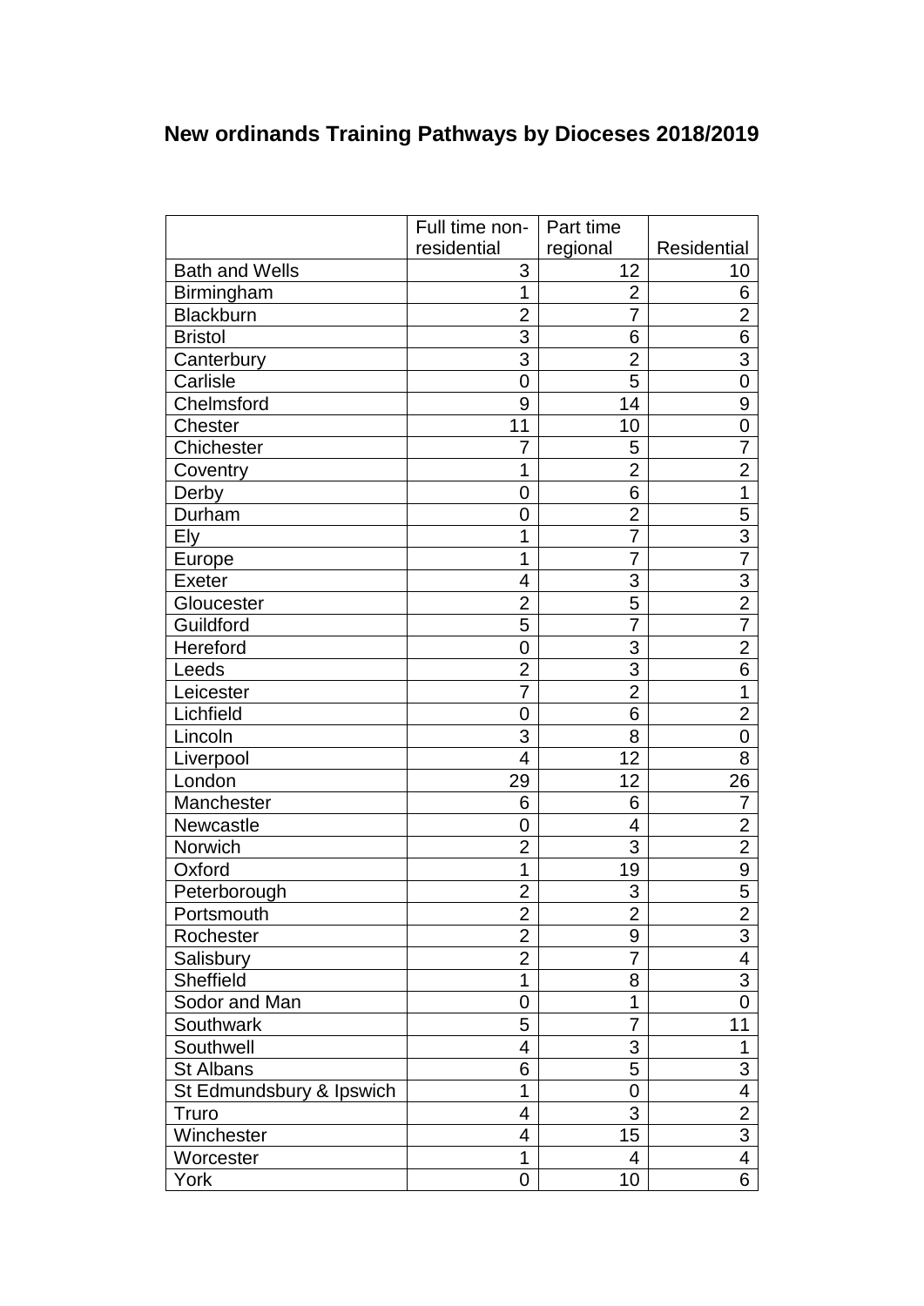# New ordinands Training Pathways by Dioceses 2018/2019

| | Full time non-residential | Part time regional | Residential |
|---|---|---|---|
| Bath and Wells | 3 | 12 | 10 |
| Birmingham | 1 | 2 | 6 |
| Blackburn | 2 | 7 | 2 |
| Bristol | 3 | 6 | 6 |
| Canterbury | 3 | 2 | 3 |
| Carlisle | 0 | 5 | 0 |
| Chelmsford | 9 | 14 | 9 |
| Chester | 11 | 10 | 0 |
| Chichester | 7 | 5 | 7 |
| Coventry | 1 | 2 | 2 |
| Derby | 0 | 6 | 1 |
| Durham | 0 | 2 | 5 |
| Ely | 1 | 7 | 3 |
| Europe | 1 | 7 | 7 |
| Exeter | 4 | 3 | 3 |
| Gloucester | 2 | 5 | 2 |
| Guildford | 5 | 7 | 7 |
| Hereford | 0 | 3 | 2 |
| Leeds | 2 | 3 | 6 |
| Leicester | 7 | 2 | 1 |
| Lichfield | 0 | 6 | 2 |
| Lincoln | 3 | 8 | 0 |
| Liverpool | 4 | 12 | 8 |
| London | 29 | 12 | 26 |
| Manchester | 6 | 6 | 7 |
| Newcastle | 0 | 4 | 2 |
| Norwich | 2 | 3 | 2 |
| Oxford | 1 | 19 | 9 |
| Peterborough | 2 | 3 | 5 |
| Portsmouth | 2 | 2 | 2 |
| Rochester | 2 | 9 | 3 |
| Salisbury | 2 | 7 | 4 |
| Sheffield | 1 | 8 | 3 |
| Sodor and Man | 0 | 1 | 0 |
| Southwark | 5 | 7 | 11 |
| Southwell | 4 | 3 | 1 |
| St Albans | 6 | 5 | 3 |
| St Edmundsbury & Ipswich | 1 | 0 | 4 |
| Truro | 4 | 3 | 2 |
| Winchester | 4 | 15 | 3 |
| Worcester | 1 | 4 | 4 |
| York | 0 | 10 | 6 |